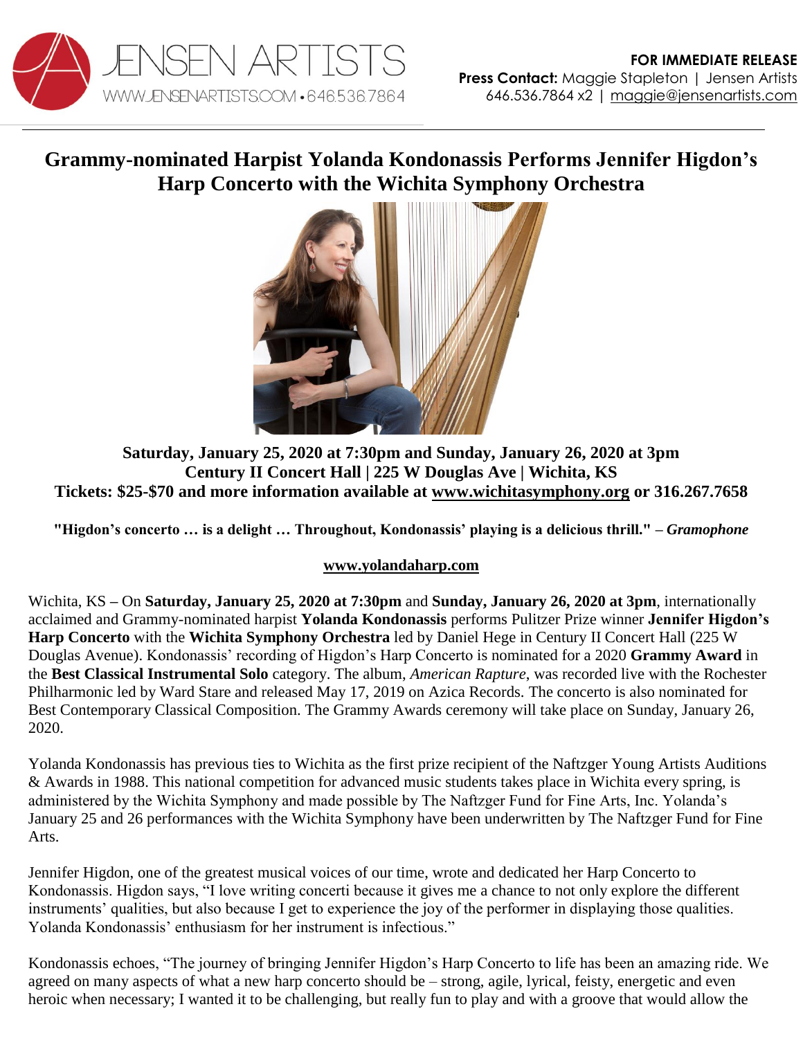JENSEN ARTISTS
WWW.JENSENARTISTS.COM • 646.536.7864

**FOR IMMEDIATE RELEASE**
**Press Contact:** Maggie Stapleton | Jensen Artists
646.536.7864 x2 | maggie@jensenartists.com

# Grammy-nominated Harpist Yolanda Kondonassis Performs Jennifer Higdon's Harp Concerto with the Wichita Symphony Orchestra

**Saturday, January 25, 2020 at 7:30pm and Sunday, January 26, 2020 at 3pm**
**Century II Concert Hall | 225 W Douglas Ave | Wichita, KS**
**Tickets: $25-$70 and more information available at www.wichitasymphony.org or 316.267.7658**

**"Higdon's concerto … is a delight … Throughout, Kondonassis' playing is a delicious thrill." –** ***Gramophone***

**www.yolandaharp.com**

Wichita, KS **–** On **Saturday, January 25, 2020 at 7:30pm** and **Sunday, January 26, 2020 at 3pm**, internationally acclaimed and Grammy-nominated harpist **Yolanda Kondonassis** performs Pulitzer Prize winner **Jennifer Higdon's Harp Concerto** with the **Wichita Symphony Orchestra** led by Daniel Hege in Century II Concert Hall (225 W Douglas Avenue). Kondonassis' recording of Higdon's Harp Concerto is nominated for a 2020 **Grammy Award** in the **Best Classical Instrumental Solo** category. The album, *American Rapture*, was recorded live with the Rochester Philharmonic led by Ward Stare and released May 17, 2019 on Azica Records. The concerto is also nominated for Best Contemporary Classical Composition. The Grammy Awards ceremony will take place on Sunday, January 26, 2020.

Yolanda Kondonassis has previous ties to Wichita as the first prize recipient of the Naftzger Young Artists Auditions & Awards in 1988. This national competition for advanced music students takes place in Wichita every spring, is administered by the Wichita Symphony and made possible by The Naftzger Fund for Fine Arts, Inc. Yolanda's January 25 and 26 performances with the Wichita Symphony have been underwritten by The Naftzger Fund for Fine Arts.

Jennifer Higdon, one of the greatest musical voices of our time, wrote and dedicated her Harp Concerto to Kondonassis. Higdon says, "I love writing concerti because it gives me a chance to not only explore the different instruments' qualities, but also because I get to experience the joy of the performer in displaying those qualities. Yolanda Kondonassis' enthusiasm for her instrument is infectious."

Kondonassis echoes, "The journey of bringing Jennifer Higdon's Harp Concerto to life has been an amazing ride. We agreed on many aspects of what a new harp concerto should be – strong, agile, lyrical, feisty, energetic and even heroic when necessary; I wanted it to be challenging, but really fun to play and with a groove that would allow the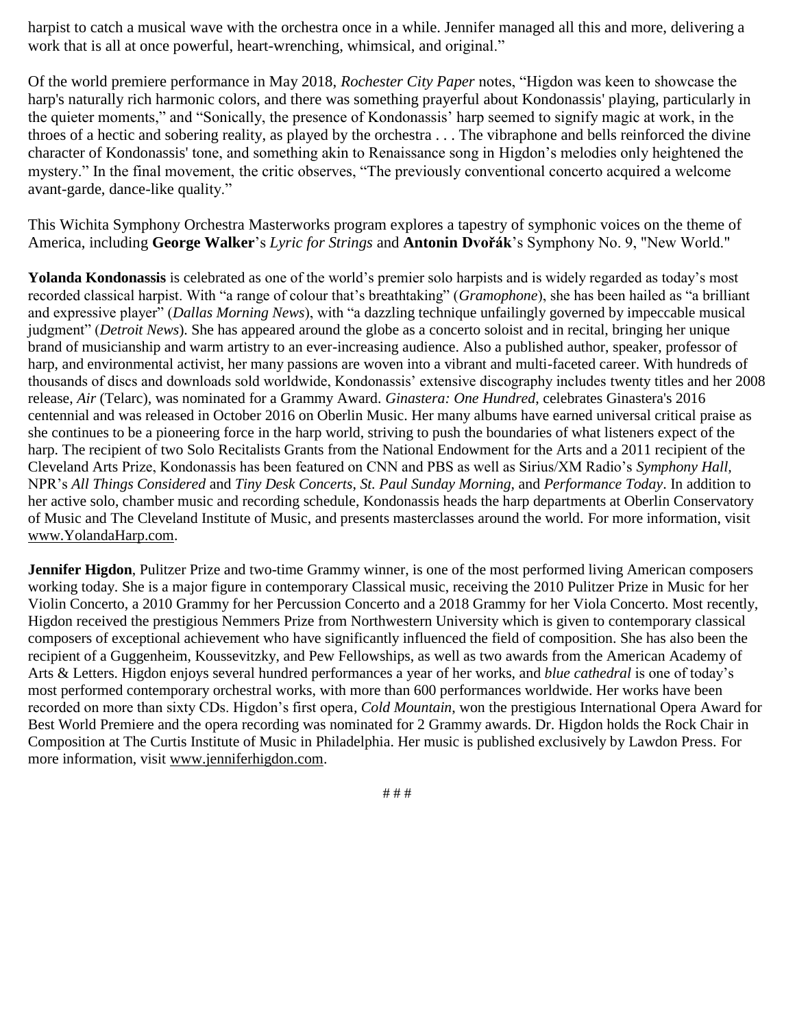harpist to catch a musical wave with the orchestra once in a while. Jennifer managed all this and more, delivering a work that is all at once powerful, heart-wrenching, whimsical, and original."

Of the world premiere performance in May 2018, *Rochester City Paper* notes, "Higdon was keen to showcase the harp's naturally rich harmonic colors, and there was something prayerful about Kondonassis' playing, particularly in the quieter moments," and "Sonically, the presence of Kondonassis' harp seemed to signify magic at work, in the throes of a hectic and sobering reality, as played by the orchestra . . . The vibraphone and bells reinforced the divine character of Kondonassis' tone, and something akin to Renaissance song in Higdon's melodies only heightened the mystery." In the final movement, the critic observes, "The previously conventional concerto acquired a welcome avant-garde, dance-like quality."

This Wichita Symphony Orchestra Masterworks program explores a tapestry of symphonic voices on the theme of America, including **George Walker**'s *Lyric for Strings* and **Antonin Dvořák**'s Symphony No. 9, "New World."

**Yolanda Kondonassis** is celebrated as one of the world's premier solo harpists and is widely regarded as today's most recorded classical harpist. With "a range of colour that's breathtaking" (*Gramophone*), she has been hailed as "a brilliant and expressive player" (*Dallas Morning News*), with "a dazzling technique unfailingly governed by impeccable musical judgment" (*Detroit News*). She has appeared around the globe as a concerto soloist and in recital, bringing her unique brand of musicianship and warm artistry to an ever-increasing audience. Also a published author, speaker, professor of harp, and environmental activist, her many passions are woven into a vibrant and multi-faceted career. With hundreds of thousands of discs and downloads sold worldwide, Kondonassis' extensive discography includes twenty titles and her 2008 release, *Air* (Telarc), was nominated for a Grammy Award. *Ginastera: One Hundred*, celebrates Ginastera's 2016 centennial and was released in October 2016 on Oberlin Music. Her many albums have earned universal critical praise as she continues to be a pioneering force in the harp world, striving to push the boundaries of what listeners expect of the harp. The recipient of two Solo Recitalists Grants from the National Endowment for the Arts and a 2011 recipient of the Cleveland Arts Prize, Kondonassis has been featured on CNN and PBS as well as Sirius/XM Radio's *Symphony Hall,* NPR's *All Things Considered* and *Tiny Desk Concerts*, *St. Paul Sunday Morning,* and *Performance Today*. In addition to her active solo, chamber music and recording schedule, Kondonassis heads the harp departments at Oberlin Conservatory of Music and The Cleveland Institute of Music, and presents masterclasses around the world. For more information, visit www.YolandaHarp.com.

**Jennifer Higdon**, Pulitzer Prize and two-time Grammy winner, is one of the most performed living American composers working today. She is a major figure in contemporary Classical music, receiving the 2010 Pulitzer Prize in Music for her Violin Concerto, a 2010 Grammy for her Percussion Concerto and a 2018 Grammy for her Viola Concerto. Most recently, Higdon received the prestigious Nemmers Prize from Northwestern University which is given to contemporary classical composers of exceptional achievement who have significantly influenced the field of composition. She has also been the recipient of a Guggenheim, Koussevitzky, and Pew Fellowships, as well as two awards from the American Academy of Arts & Letters. Higdon enjoys several hundred performances a year of her works, and *blue cathedral* is one of today's most performed contemporary orchestral works, with more than 600 performances worldwide. Her works have been recorded on more than sixty CDs. Higdon's first opera, *Cold Mountain*, won the prestigious International Opera Award for Best World Premiere and the opera recording was nominated for 2 Grammy awards. Dr. Higdon holds the Rock Chair in Composition at The Curtis Institute of Music in Philadelphia. Her music is published exclusively by Lawdon Press. For more information, visit www.jenniferhigdon.com.

# # #